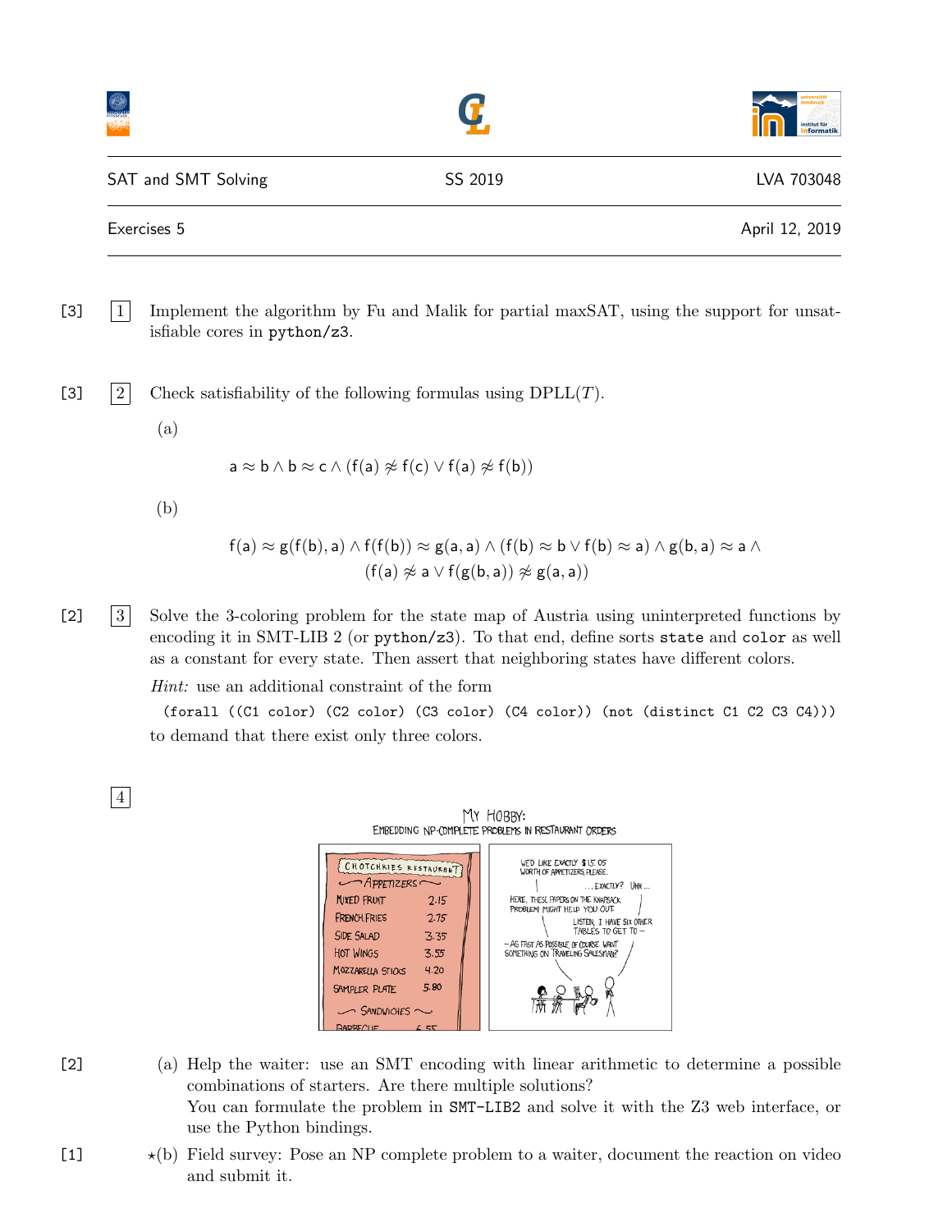| SAT and SMT Solving | SS 2019 | LVA 703048 |
|---|---|---|
| Exercises 5 | | April 12, 2019 |

[3] **1** Implement the algorithm by Fu and Malik for partial maxSAT, using the support for unsatisfiable cores in `python/z3`.

[3] **2** Check satisfiability of the following formulas using DPLL($T$).

(a)

$$\mathsf{a} \approx \mathsf{b} \wedge \mathsf{b} \approx \mathsf{c} \wedge (\mathsf{f}(\mathsf{a}) \not\approx \mathsf{f}(\mathsf{c}) \vee \mathsf{f}(\mathsf{a}) \not\approx \mathsf{f}(\mathsf{b}))$$

(b)

$$\mathsf{f}(\mathsf{a}) \approx \mathsf{g}(\mathsf{f}(\mathsf{b}), \mathsf{a}) \wedge \mathsf{f}(\mathsf{f}(\mathsf{b})) \approx \mathsf{g}(\mathsf{a}, \mathsf{a}) \wedge (\mathsf{f}(\mathsf{b}) \approx \mathsf{b} \vee \mathsf{f}(\mathsf{b}) \approx \mathsf{a}) \wedge \mathsf{g}(\mathsf{b}, \mathsf{a}) \approx \mathsf{a} \wedge (\mathsf{f}(\mathsf{a}) \not\approx \mathsf{a} \vee \mathsf{f}(\mathsf{g}(\mathsf{b}, \mathsf{a})) \not\approx \mathsf{g}(\mathsf{a}, \mathsf{a}))$$

[2] **3** Solve the 3-coloring problem for the state map of Austria using uninterpreted functions by encoding it in SMT-LIB 2 (or `python/z3`). To that end, define sorts `state` and `color` as well as a constant for every state. Then assert that neighboring states have different colors.

*Hint:* use an additional constraint of the form

```
(forall ((C1 color) (C2 color) (C3 color) (C4 color)) (not (distinct C1 C2 C3 C4)))
```

to demand that there exist only three colors.

**4**

[2] (a) Help the waiter: use an SMT encoding with linear arithmetic to determine a possible combinations of starters. Are there multiple solutions?
You can formulate the problem in `SMT-LIB2` and solve it with the Z3 web interface, or use the Python bindings.

[1] ⋆(b) Field survey: Pose an NP complete problem to a waiter, document the reaction on video and submit it.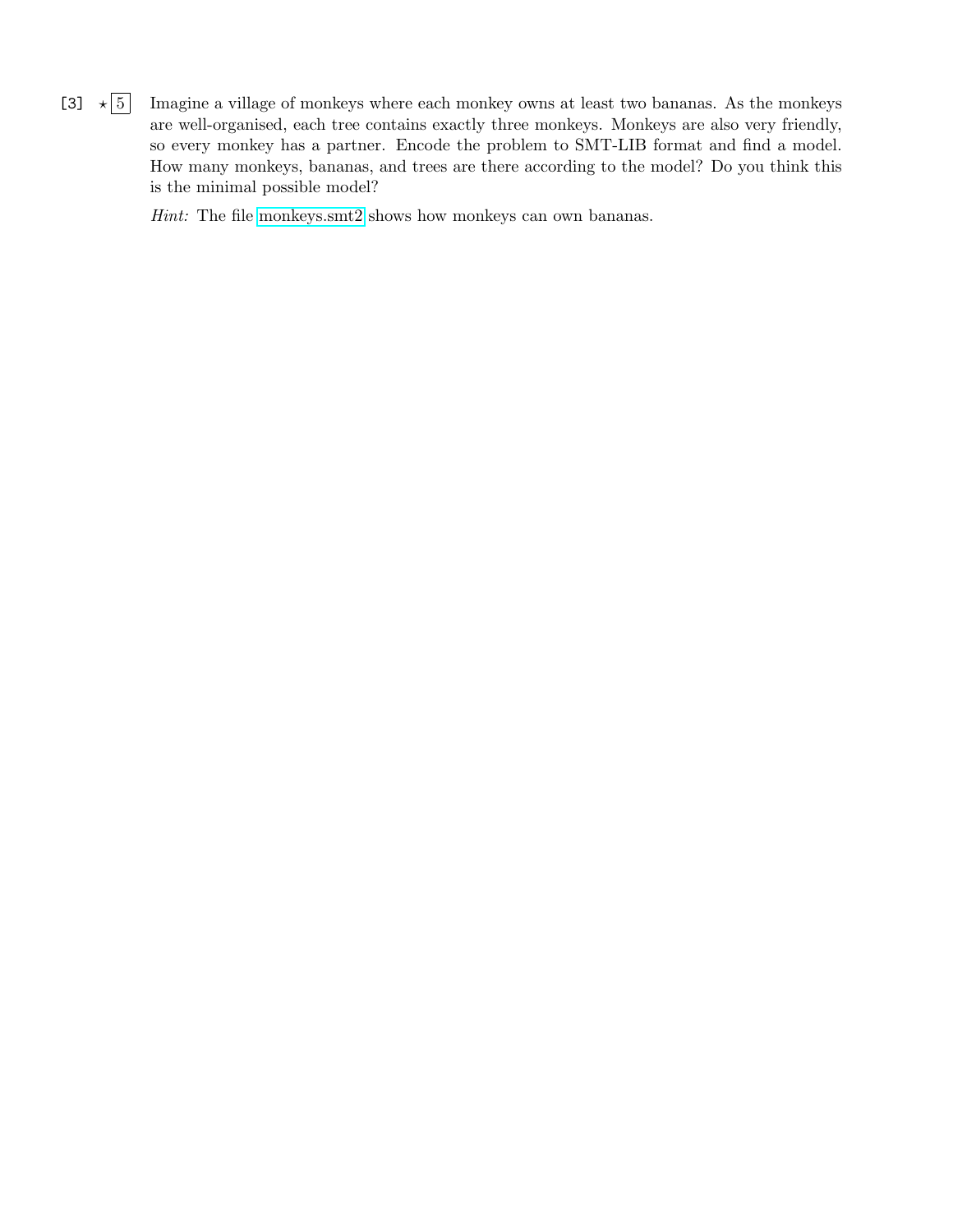[3] ⋆ 5 Imagine a village of monkeys where each monkey owns at least two bananas. As the monkeys are well-organised, each tree contains exactly three monkeys. Monkeys are also very friendly, so every monkey has a partner. Encode the problem to SMT-LIB format and find a model. How many monkeys, bananas, and trees are there according to the model? Do you think this is the minimal possible model?

*Hint:* The file monkeys.smt2 shows how monkeys can own bananas.